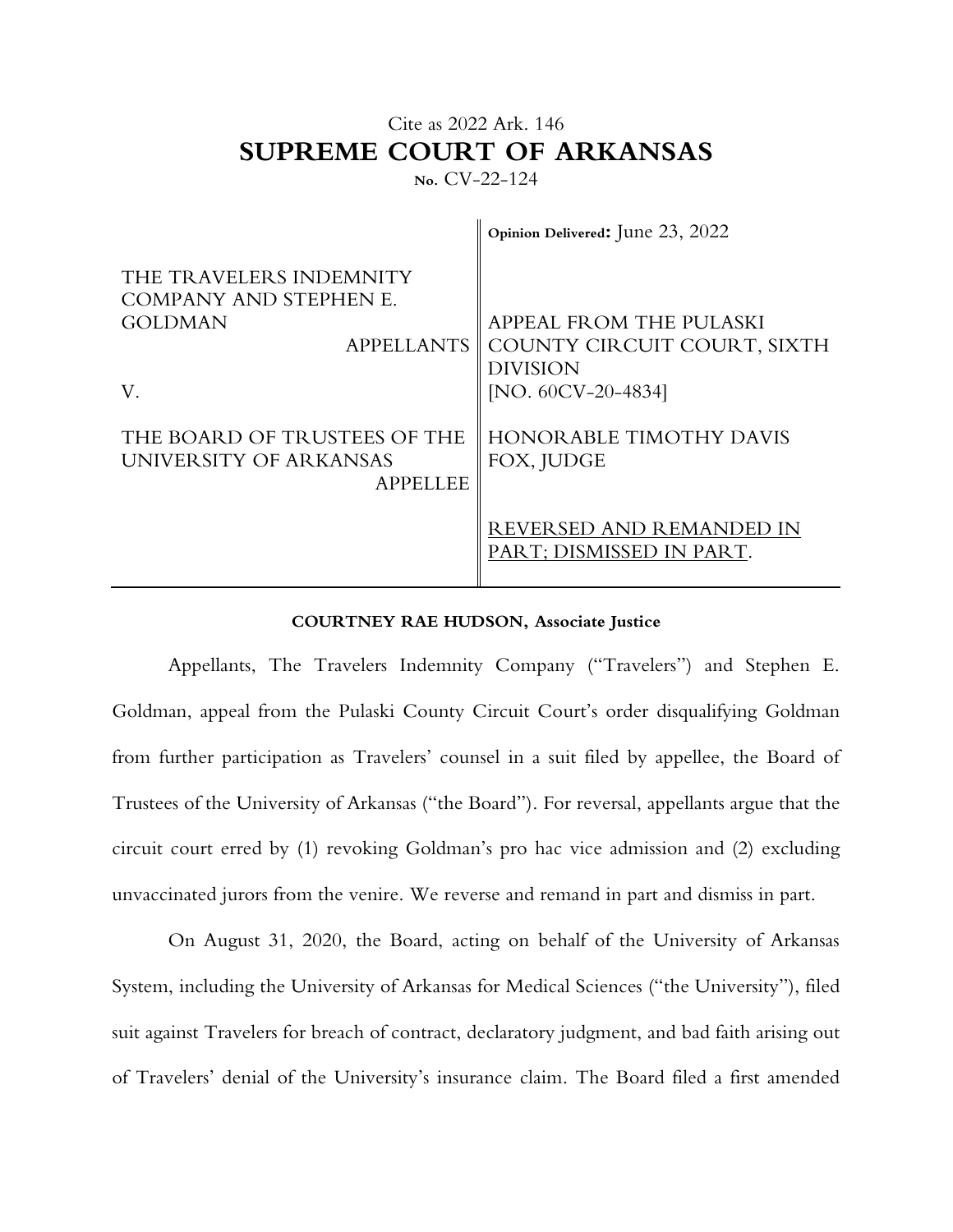Cite as 2022 Ark. 146

# SUPREME COURT OF ARKANSAS

No. CV-22-124

| | |
|---|---|
| THE TRAVELERS INDEMNITY COMPANY AND STEPHEN E. GOLDMAN<br>APPELLANTS<br><br>V.<br><br>THE BOARD OF TRUSTEES OF THE UNIVERSITY OF ARKANSAS<br>APPELLEE | **Opinion Delivered:** June 23, 2022<br><br>APPEAL FROM THE PULASKI COUNTY CIRCUIT COURT, SIXTH DIVISION<br>[NO. 60CV-20-4834]<br><br>HONORABLE TIMOTHY DAVIS FOX, JUDGE<br><br>REVERSED AND REMANDED IN PART; DISMISSED IN PART. |

**COURTNEY RAE HUDSON, Associate Justice**

Appellants, The Travelers Indemnity Company ("Travelers") and Stephen E. Goldman, appeal from the Pulaski County Circuit Court's order disqualifying Goldman from further participation as Travelers' counsel in a suit filed by appellee, the Board of Trustees of the University of Arkansas ("the Board"). For reversal, appellants argue that the circuit court erred by (1) revoking Goldman's pro hac vice admission and (2) excluding unvaccinated jurors from the venire. We reverse and remand in part and dismiss in part.

On August 31, 2020, the Board, acting on behalf of the University of Arkansas System, including the University of Arkansas for Medical Sciences ("the University"), filed suit against Travelers for breach of contract, declaratory judgment, and bad faith arising out of Travelers' denial of the University's insurance claim. The Board filed a first amended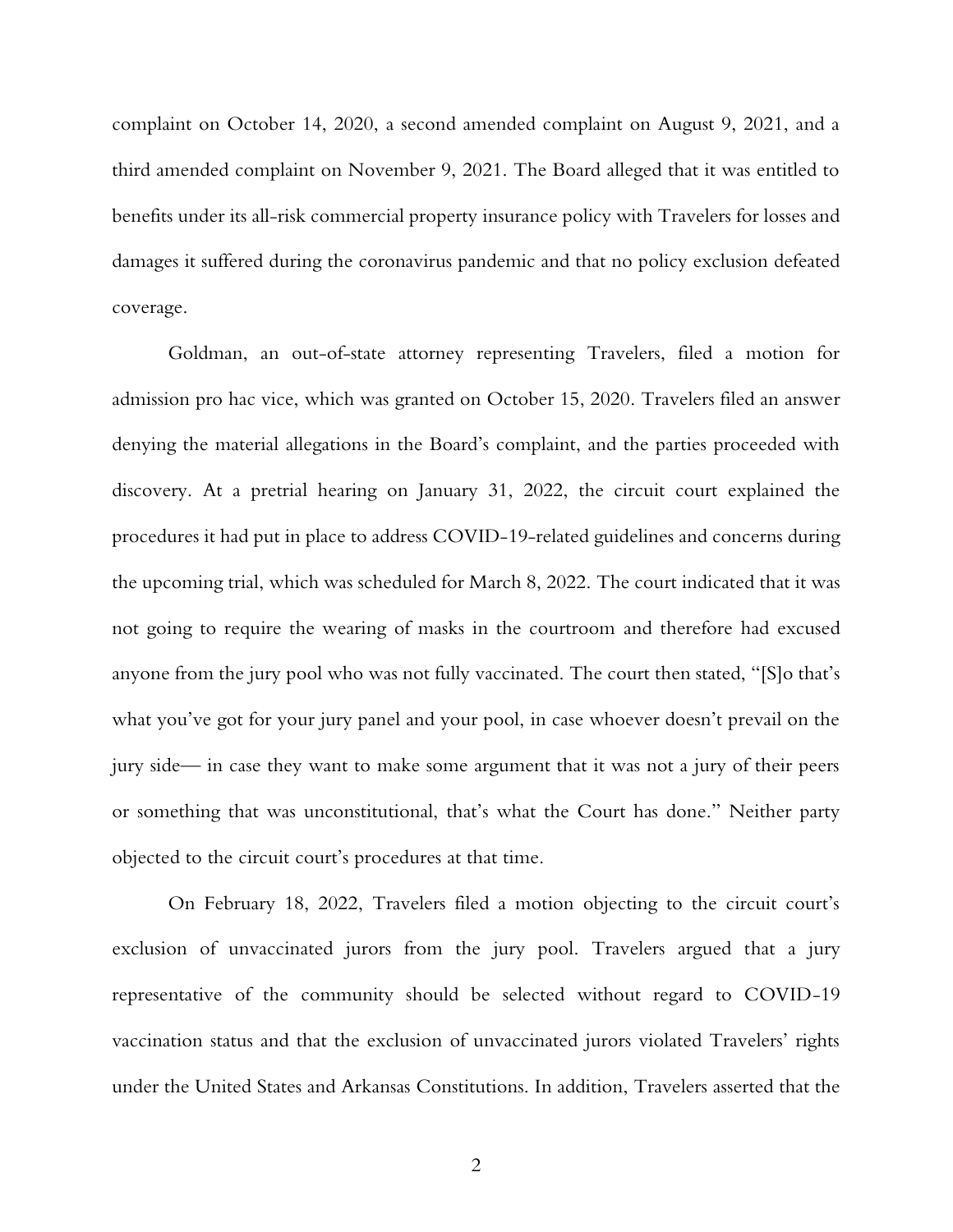complaint on October 14, 2020, a second amended complaint on August 9, 2021, and a third amended complaint on November 9, 2021. The Board alleged that it was entitled to benefits under its all-risk commercial property insurance policy with Travelers for losses and damages it suffered during the coronavirus pandemic and that no policy exclusion defeated coverage.

Goldman, an out-of-state attorney representing Travelers, filed a motion for admission pro hac vice, which was granted on October 15, 2020. Travelers filed an answer denying the material allegations in the Board's complaint, and the parties proceeded with discovery. At a pretrial hearing on January 31, 2022, the circuit court explained the procedures it had put in place to address COVID-19-related guidelines and concerns during the upcoming trial, which was scheduled for March 8, 2022. The court indicated that it was not going to require the wearing of masks in the courtroom and therefore had excused anyone from the jury pool who was not fully vaccinated. The court then stated, "[S]o that's what you've got for your jury panel and your pool, in case whoever doesn't prevail on the jury side— in case they want to make some argument that it was not a jury of their peers or something that was unconstitutional, that's what the Court has done." Neither party objected to the circuit court's procedures at that time.

On February 18, 2022, Travelers filed a motion objecting to the circuit court's exclusion of unvaccinated jurors from the jury pool. Travelers argued that a jury representative of the community should be selected without regard to COVID-19 vaccination status and that the exclusion of unvaccinated jurors violated Travelers' rights under the United States and Arkansas Constitutions. In addition, Travelers asserted that the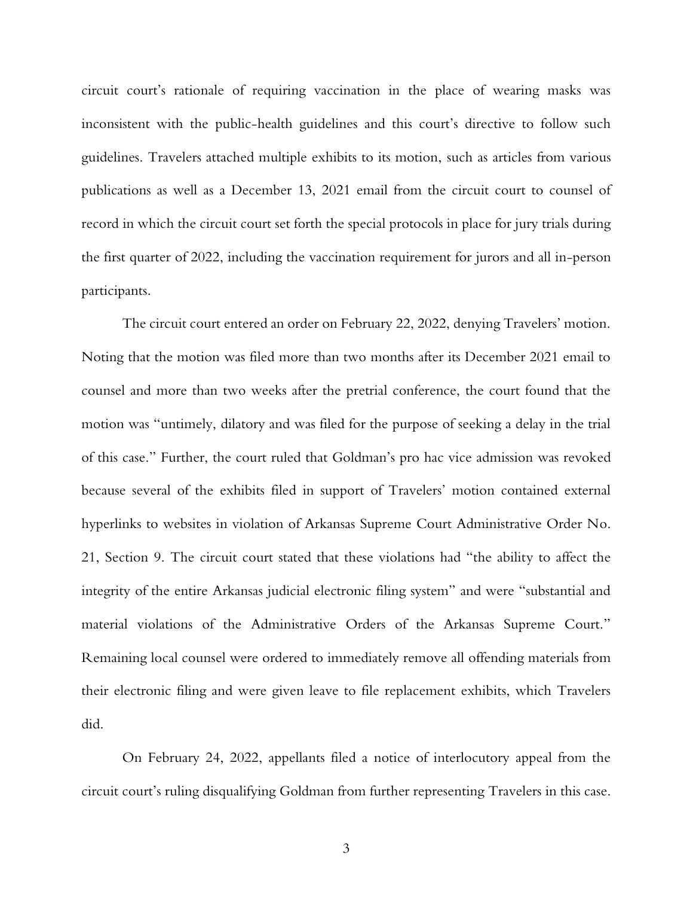circuit court's rationale of requiring vaccination in the place of wearing masks was inconsistent with the public-health guidelines and this court's directive to follow such guidelines. Travelers attached multiple exhibits to its motion, such as articles from various publications as well as a December 13, 2021 email from the circuit court to counsel of record in which the circuit court set forth the special protocols in place for jury trials during the first quarter of 2022, including the vaccination requirement for jurors and all in-person participants.

The circuit court entered an order on February 22, 2022, denying Travelers' motion. Noting that the motion was filed more than two months after its December 2021 email to counsel and more than two weeks after the pretrial conference, the court found that the motion was "untimely, dilatory and was filed for the purpose of seeking a delay in the trial of this case." Further, the court ruled that Goldman's pro hac vice admission was revoked because several of the exhibits filed in support of Travelers' motion contained external hyperlinks to websites in violation of Arkansas Supreme Court Administrative Order No. 21, Section 9. The circuit court stated that these violations had "the ability to affect the integrity of the entire Arkansas judicial electronic filing system" and were "substantial and material violations of the Administrative Orders of the Arkansas Supreme Court." Remaining local counsel were ordered to immediately remove all offending materials from their electronic filing and were given leave to file replacement exhibits, which Travelers did.

On February 24, 2022, appellants filed a notice of interlocutory appeal from the circuit court's ruling disqualifying Goldman from further representing Travelers in this case.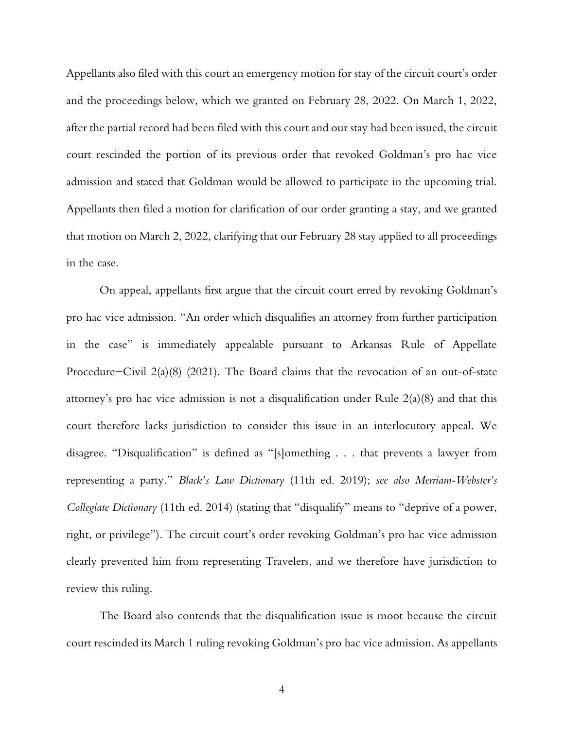Appellants also filed with this court an emergency motion for stay of the circuit court's order and the proceedings below, which we granted on February 28, 2022. On March 1, 2022, after the partial record had been filed with this court and our stay had been issued, the circuit court rescinded the portion of its previous order that revoked Goldman's pro hac vice admission and stated that Goldman would be allowed to participate in the upcoming trial. Appellants then filed a motion for clarification of our order granting a stay, and we granted that motion on March 2, 2022, clarifying that our February 28 stay applied to all proceedings in the case.

On appeal, appellants first argue that the circuit court erred by revoking Goldman's pro hac vice admission. "An order which disqualifies an attorney from further participation in the case" is immediately appealable pursuant to Arkansas Rule of Appellate Procedure–Civil 2(a)(8) (2021). The Board claims that the revocation of an out-of-state attorney's pro hac vice admission is not a disqualification under Rule 2(a)(8) and that this court therefore lacks jurisdiction to consider this issue in an interlocutory appeal. We disagree. "Disqualification" is defined as "[s]omething . . . that prevents a lawyer from representing a party." *Black's Law Dictionary* (11th ed. 2019); *see also Merriam-Webster's Collegiate Dictionary* (11th ed. 2014) (stating that "disqualify" means to "deprive of a power, right, or privilege"). The circuit court's order revoking Goldman's pro hac vice admission clearly prevented him from representing Travelers, and we therefore have jurisdiction to review this ruling.

The Board also contends that the disqualification issue is moot because the circuit court rescinded its March 1 ruling revoking Goldman's pro hac vice admission. As appellants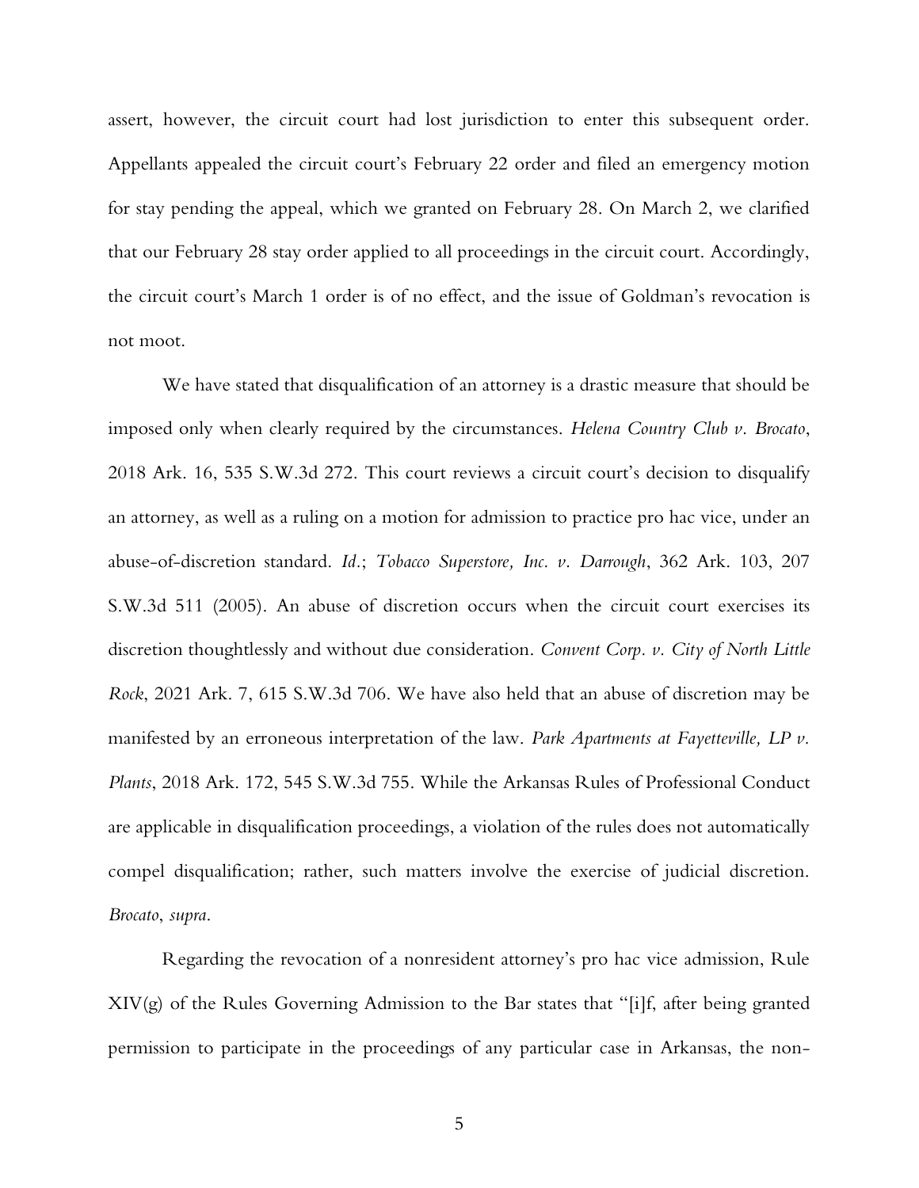assert, however, the circuit court had lost jurisdiction to enter this subsequent order. Appellants appealed the circuit court's February 22 order and filed an emergency motion for stay pending the appeal, which we granted on February 28. On March 2, we clarified that our February 28 stay order applied to all proceedings in the circuit court. Accordingly, the circuit court's March 1 order is of no effect, and the issue of Goldman's revocation is not moot.

We have stated that disqualification of an attorney is a drastic measure that should be imposed only when clearly required by the circumstances. *Helena Country Club v. Brocato*, 2018 Ark. 16, 535 S.W.3d 272. This court reviews a circuit court's decision to disqualify an attorney, as well as a ruling on a motion for admission to practice pro hac vice, under an abuse-of-discretion standard. *Id.*; *Tobacco Superstore, Inc. v. Darrough*, 362 Ark. 103, 207 S.W.3d 511 (2005). An abuse of discretion occurs when the circuit court exercises its discretion thoughtlessly and without due consideration. *Convent Corp. v. City of North Little Rock*, 2021 Ark. 7, 615 S.W.3d 706. We have also held that an abuse of discretion may be manifested by an erroneous interpretation of the law. *Park Apartments at Fayetteville, LP v. Plants*, 2018 Ark. 172, 545 S.W.3d 755. While the Arkansas Rules of Professional Conduct are applicable in disqualification proceedings, a violation of the rules does not automatically compel disqualification; rather, such matters involve the exercise of judicial discretion. *Brocato*, *supra*.

Regarding the revocation of a nonresident attorney's pro hac vice admission, Rule XIV(g) of the Rules Governing Admission to the Bar states that "[i]f, after being granted permission to participate in the proceedings of any particular case in Arkansas, the non-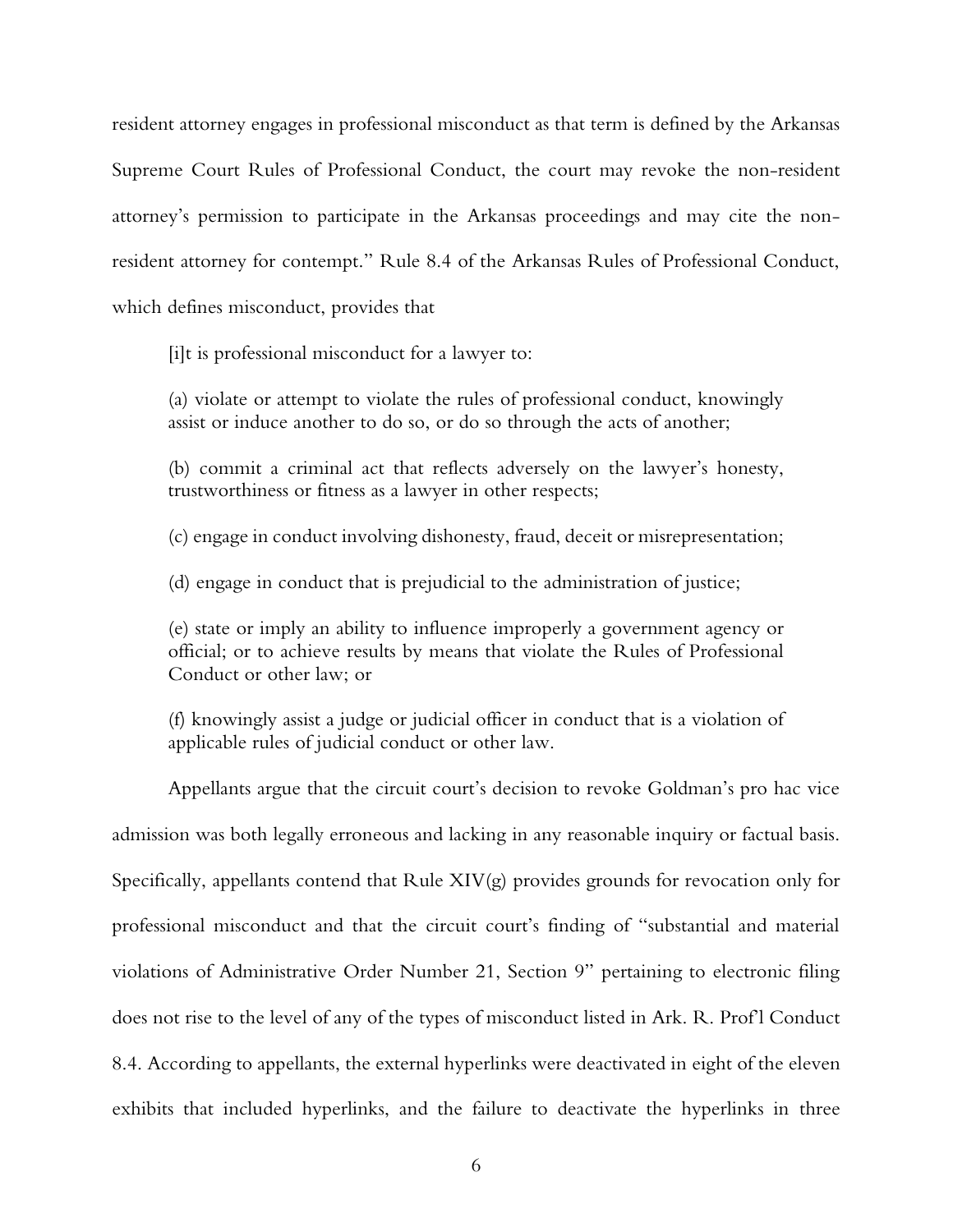resident attorney engages in professional misconduct as that term is defined by the Arkansas Supreme Court Rules of Professional Conduct, the court may revoke the non-resident attorney's permission to participate in the Arkansas proceedings and may cite the non-resident attorney for contempt." Rule 8.4 of the Arkansas Rules of Professional Conduct, which defines misconduct, provides that

> [i]t is professional misconduct for a lawyer to:
>
> (a) violate or attempt to violate the rules of professional conduct, knowingly assist or induce another to do so, or do so through the acts of another;
>
> (b) commit a criminal act that reflects adversely on the lawyer's honesty, trustworthiness or fitness as a lawyer in other respects;
>
> (c) engage in conduct involving dishonesty, fraud, deceit or misrepresentation;
>
> (d) engage in conduct that is prejudicial to the administration of justice;
>
> (e) state or imply an ability to influence improperly a government agency or official; or to achieve results by means that violate the Rules of Professional Conduct or other law; or
>
> (f) knowingly assist a judge or judicial officer in conduct that is a violation of applicable rules of judicial conduct or other law.

Appellants argue that the circuit court's decision to revoke Goldman's pro hac vice admission was both legally erroneous and lacking in any reasonable inquiry or factual basis. Specifically, appellants contend that Rule XIV(g) provides grounds for revocation only for professional misconduct and that the circuit court's finding of "substantial and material violations of Administrative Order Number 21, Section 9" pertaining to electronic filing does not rise to the level of any of the types of misconduct listed in Ark. R. Prof'l Conduct 8.4. According to appellants, the external hyperlinks were deactivated in eight of the eleven exhibits that included hyperlinks, and the failure to deactivate the hyperlinks in three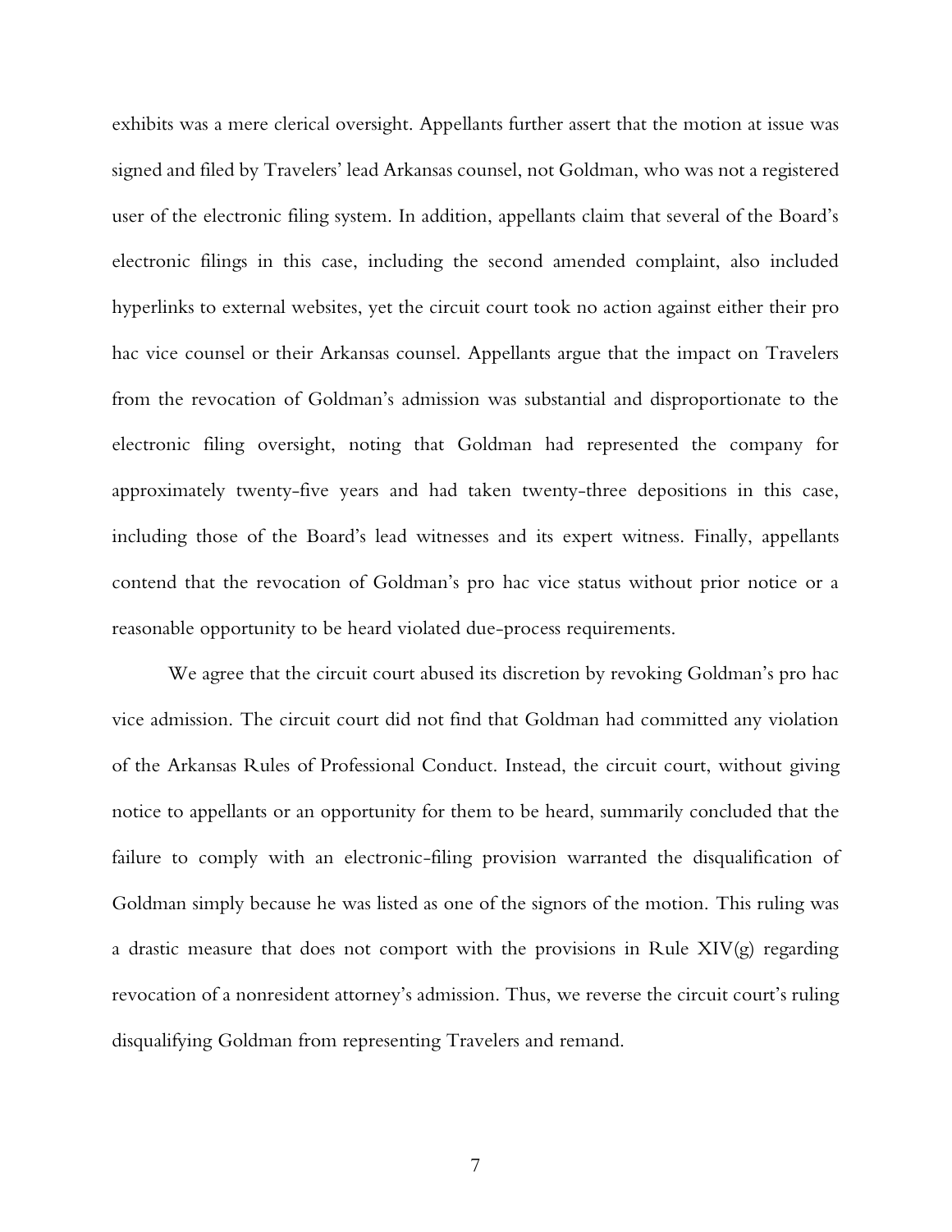exhibits was a mere clerical oversight. Appellants further assert that the motion at issue was signed and filed by Travelers' lead Arkansas counsel, not Goldman, who was not a registered user of the electronic filing system. In addition, appellants claim that several of the Board's electronic filings in this case, including the second amended complaint, also included hyperlinks to external websites, yet the circuit court took no action against either their pro hac vice counsel or their Arkansas counsel. Appellants argue that the impact on Travelers from the revocation of Goldman's admission was substantial and disproportionate to the electronic filing oversight, noting that Goldman had represented the company for approximately twenty-five years and had taken twenty-three depositions in this case, including those of the Board's lead witnesses and its expert witness. Finally, appellants contend that the revocation of Goldman's pro hac vice status without prior notice or a reasonable opportunity to be heard violated due-process requirements.

We agree that the circuit court abused its discretion by revoking Goldman's pro hac vice admission. The circuit court did not find that Goldman had committed any violation of the Arkansas Rules of Professional Conduct. Instead, the circuit court, without giving notice to appellants or an opportunity for them to be heard, summarily concluded that the failure to comply with an electronic-filing provision warranted the disqualification of Goldman simply because he was listed as one of the signors of the motion. This ruling was a drastic measure that does not comport with the provisions in Rule XIV(g) regarding revocation of a nonresident attorney's admission. Thus, we reverse the circuit court's ruling disqualifying Goldman from representing Travelers and remand.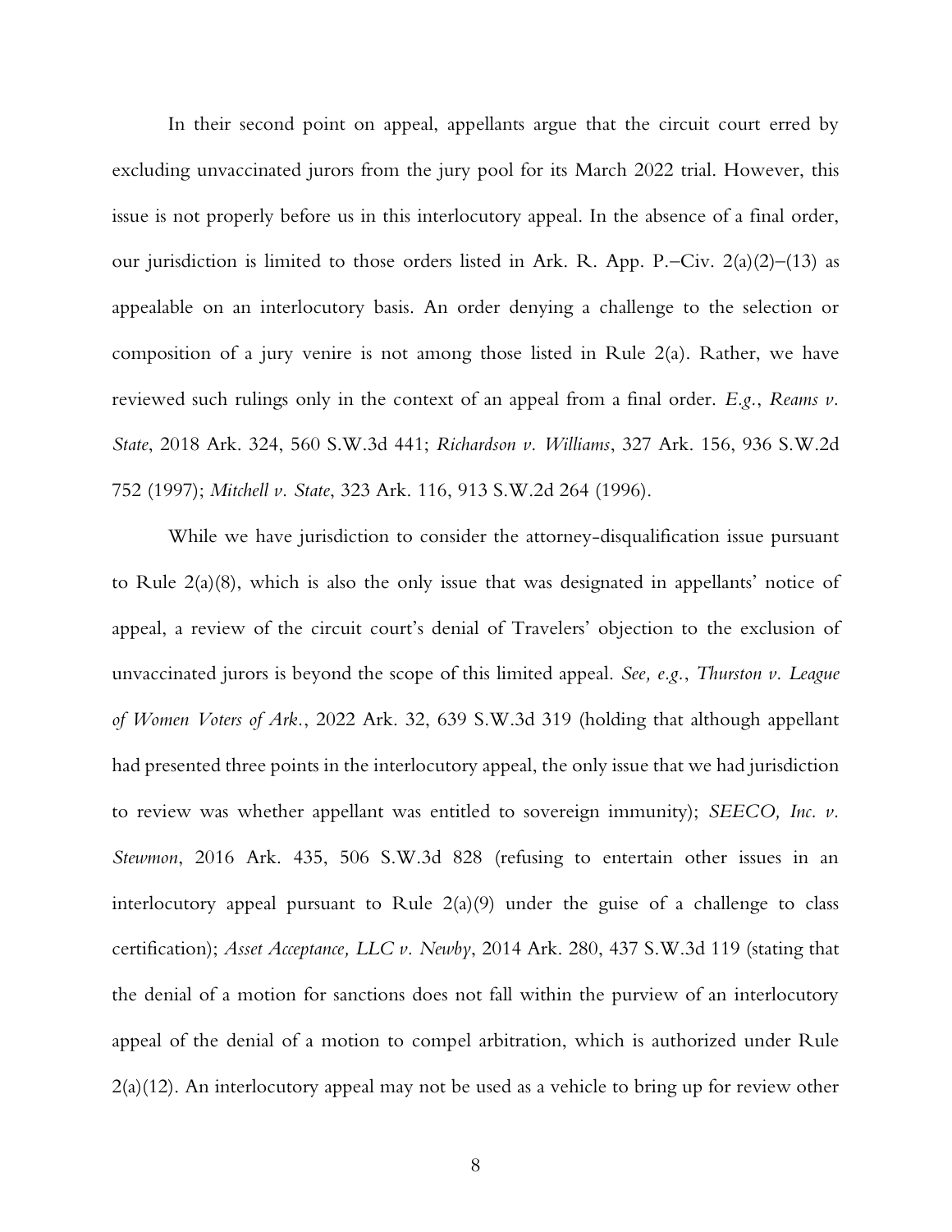In their second point on appeal, appellants argue that the circuit court erred by excluding unvaccinated jurors from the jury pool for its March 2022 trial. However, this issue is not properly before us in this interlocutory appeal. In the absence of a final order, our jurisdiction is limited to those orders listed in Ark. R. App. P.–Civ. 2(a)(2)–(13) as appealable on an interlocutory basis. An order denying a challenge to the selection or composition of a jury venire is not among those listed in Rule 2(a). Rather, we have reviewed such rulings only in the context of an appeal from a final order. *E.g.*, *Reams v. State*, 2018 Ark. 324, 560 S.W.3d 441; *Richardson v. Williams*, 327 Ark. 156, 936 S.W.2d 752 (1997); *Mitchell v. State*, 323 Ark. 116, 913 S.W.2d 264 (1996).

While we have jurisdiction to consider the attorney-disqualification issue pursuant to Rule 2(a)(8), which is also the only issue that was designated in appellants' notice of appeal, a review of the circuit court's denial of Travelers' objection to the exclusion of unvaccinated jurors is beyond the scope of this limited appeal. *See, e.g.*, *Thurston v. League of Women Voters of Ark.*, 2022 Ark. 32, 639 S.W.3d 319 (holding that although appellant had presented three points in the interlocutory appeal, the only issue that we had jurisdiction to review was whether appellant was entitled to sovereign immunity); *SEECO, Inc. v. Stewmon*, 2016 Ark. 435, 506 S.W.3d 828 (refusing to entertain other issues in an interlocutory appeal pursuant to Rule 2(a)(9) under the guise of a challenge to class certification); *Asset Acceptance, LLC v. Newby*, 2014 Ark. 280, 437 S.W.3d 119 (stating that the denial of a motion for sanctions does not fall within the purview of an interlocutory appeal of the denial of a motion to compel arbitration, which is authorized under Rule 2(a)(12). An interlocutory appeal may not be used as a vehicle to bring up for review other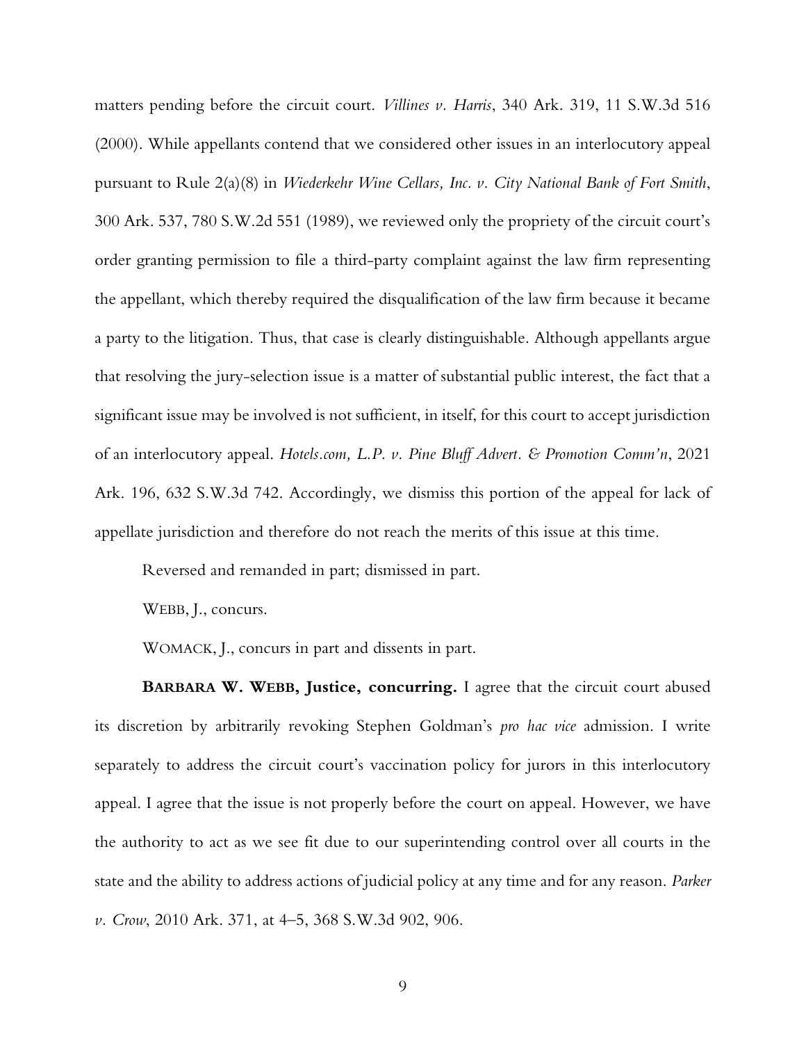matters pending before the circuit court. *Villines v. Harris*, 340 Ark. 319, 11 S.W.3d 516 (2000). While appellants contend that we considered other issues in an interlocutory appeal pursuant to Rule 2(a)(8) in *Wiederkehr Wine Cellars, Inc. v. City National Bank of Fort Smith*, 300 Ark. 537, 780 S.W.2d 551 (1989), we reviewed only the propriety of the circuit court's order granting permission to file a third-party complaint against the law firm representing the appellant, which thereby required the disqualification of the law firm because it became a party to the litigation. Thus, that case is clearly distinguishable. Although appellants argue that resolving the jury-selection issue is a matter of substantial public interest, the fact that a significant issue may be involved is not sufficient, in itself, for this court to accept jurisdiction of an interlocutory appeal. *Hotels.com, L.P. v. Pine Bluff Advert. & Promotion Comm'n*, 2021 Ark. 196, 632 S.W.3d 742. Accordingly, we dismiss this portion of the appeal for lack of appellate jurisdiction and therefore do not reach the merits of this issue at this time.

Reversed and remanded in part; dismissed in part.

WEBB, J., concurs.

WOMACK, J., concurs in part and dissents in part.

**BARBARA W. WEBB, Justice, concurring.** I agree that the circuit court abused its discretion by arbitrarily revoking Stephen Goldman's *pro hac vice* admission. I write separately to address the circuit court's vaccination policy for jurors in this interlocutory appeal. I agree that the issue is not properly before the court on appeal. However, we have the authority to act as we see fit due to our superintending control over all courts in the state and the ability to address actions of judicial policy at any time and for any reason. *Parker v. Crow*, 2010 Ark. 371, at 4–5, 368 S.W.3d 902, 906.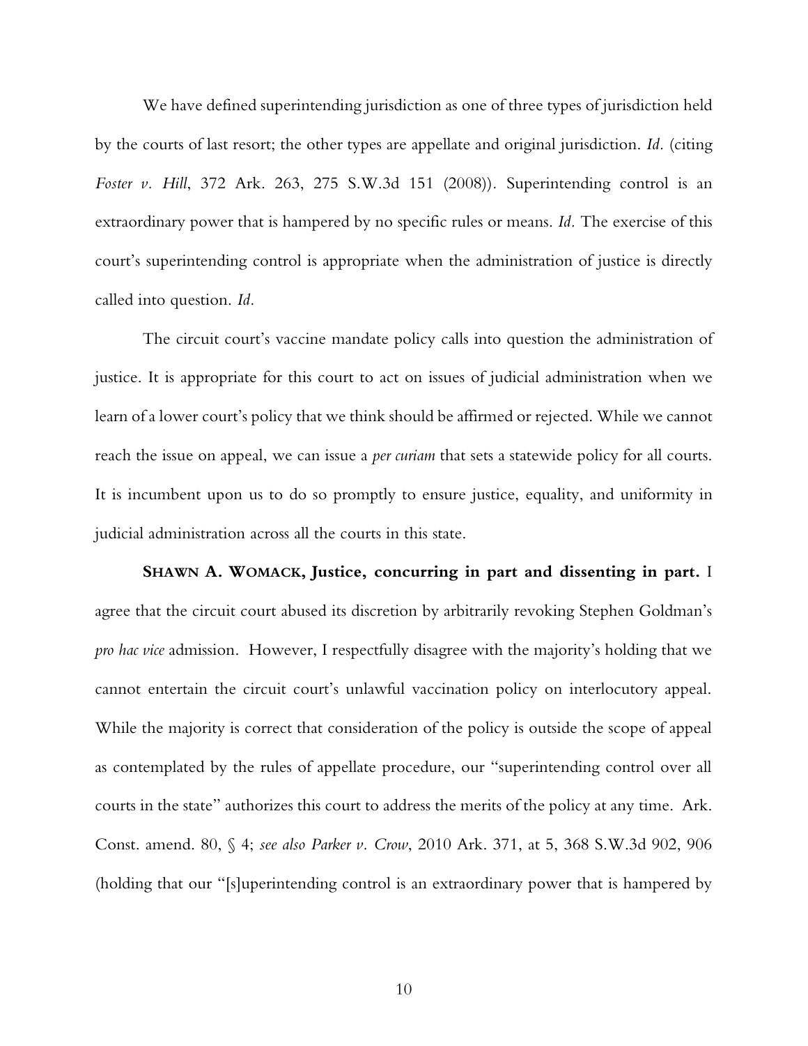We have defined superintending jurisdiction as one of three types of jurisdiction held by the courts of last resort; the other types are appellate and original jurisdiction. *Id.* (citing *Foster v. Hill*, 372 Ark. 263, 275 S.W.3d 151 (2008)). Superintending control is an extraordinary power that is hampered by no specific rules or means. *Id.* The exercise of this court's superintending control is appropriate when the administration of justice is directly called into question. *Id.*

The circuit court's vaccine mandate policy calls into question the administration of justice. It is appropriate for this court to act on issues of judicial administration when we learn of a lower court's policy that we think should be affirmed or rejected. While we cannot reach the issue on appeal, we can issue a *per curiam* that sets a statewide policy for all courts. It is incumbent upon us to do so promptly to ensure justice, equality, and uniformity in judicial administration across all the courts in this state.

**SHAWN A. WOMACK, Justice, concurring in part and dissenting in part.** I agree that the circuit court abused its discretion by arbitrarily revoking Stephen Goldman's *pro hac vice* admission. However, I respectfully disagree with the majority's holding that we cannot entertain the circuit court's unlawful vaccination policy on interlocutory appeal. While the majority is correct that consideration of the policy is outside the scope of appeal as contemplated by the rules of appellate procedure, our "superintending control over all courts in the state" authorizes this court to address the merits of the policy at any time. Ark. Const. amend. 80, § 4; *see also Parker v. Crow*, 2010 Ark. 371, at 5, 368 S.W.3d 902, 906 (holding that our "[s]uperintending control is an extraordinary power that is hampered by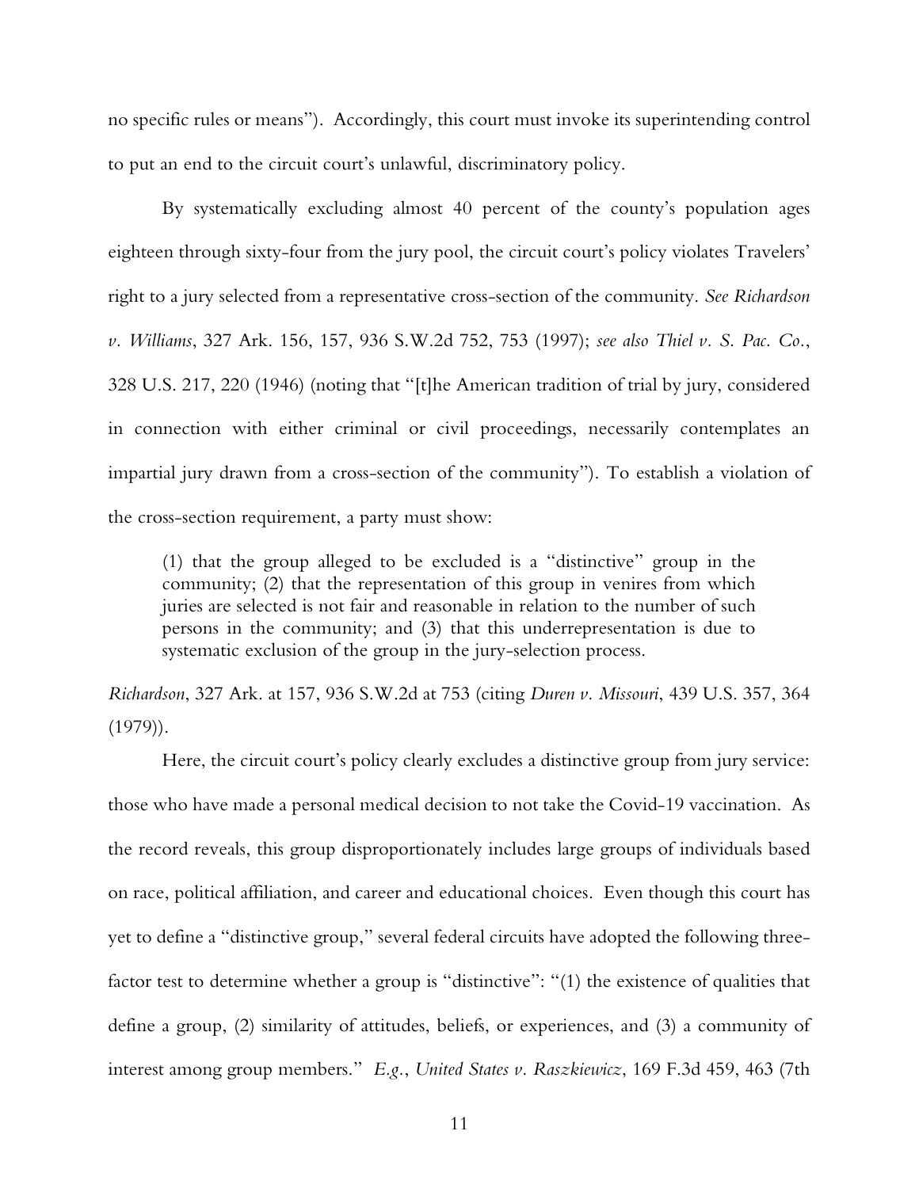no specific rules or means"). Accordingly, this court must invoke its superintending control to put an end to the circuit court's unlawful, discriminatory policy.

By systematically excluding almost 40 percent of the county's population ages eighteen through sixty-four from the jury pool, the circuit court's policy violates Travelers' right to a jury selected from a representative cross-section of the community. *See Richardson v. Williams*, 327 Ark. 156, 157, 936 S.W.2d 752, 753 (1997); *see also Thiel v. S. Pac. Co.*, 328 U.S. 217, 220 (1946) (noting that "[t]he American tradition of trial by jury, considered in connection with either criminal or civil proceedings, necessarily contemplates an impartial jury drawn from a cross-section of the community"). To establish a violation of the cross-section requirement, a party must show:

> (1) that the group alleged to be excluded is a "distinctive" group in the community; (2) that the representation of this group in venires from which juries are selected is not fair and reasonable in relation to the number of such persons in the community; and (3) that this underrepresentation is due to systematic exclusion of the group in the jury-selection process.

*Richardson*, 327 Ark. at 157, 936 S.W.2d at 753 (citing *Duren v. Missouri*, 439 U.S. 357, 364 (1979)).

Here, the circuit court's policy clearly excludes a distinctive group from jury service: those who have made a personal medical decision to not take the Covid-19 vaccination. As the record reveals, this group disproportionately includes large groups of individuals based on race, political affiliation, and career and educational choices. Even though this court has yet to define a "distinctive group," several federal circuits have adopted the following three-factor test to determine whether a group is "distinctive": "(1) the existence of qualities that define a group, (2) similarity of attitudes, beliefs, or experiences, and (3) a community of interest among group members." *E.g.*, *United States v. Raszkiewicz*, 169 F.3d 459, 463 (7th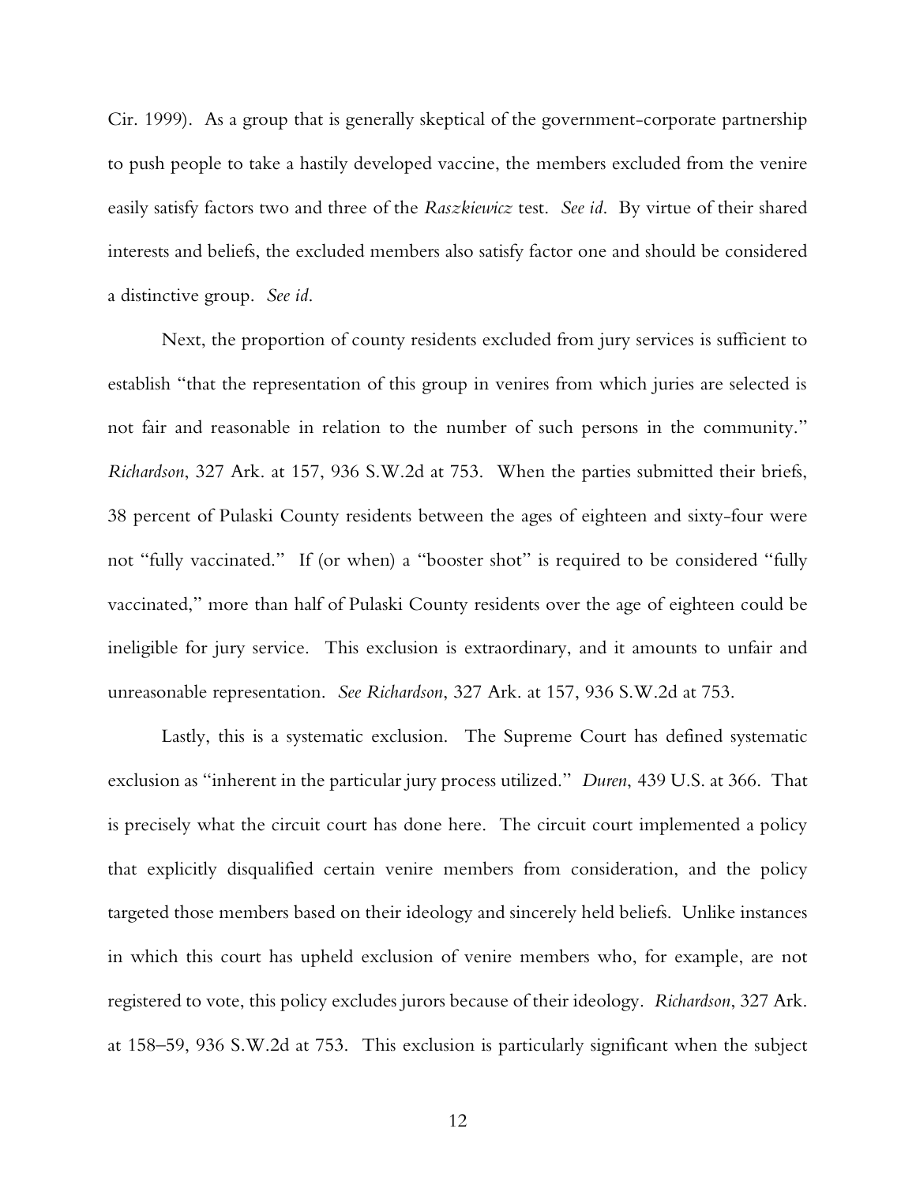Cir. 1999). As a group that is generally skeptical of the government-corporate partnership to push people to take a hastily developed vaccine, the members excluded from the venire easily satisfy factors two and three of the *Raszkiewicz* test. *See id*. By virtue of their shared interests and beliefs, the excluded members also satisfy factor one and should be considered a distinctive group. *See id*.

Next, the proportion of county residents excluded from jury services is sufficient to establish "that the representation of this group in venires from which juries are selected is not fair and reasonable in relation to the number of such persons in the community." *Richardson*, 327 Ark. at 157, 936 S.W.2d at 753. When the parties submitted their briefs, 38 percent of Pulaski County residents between the ages of eighteen and sixty-four were not "fully vaccinated." If (or when) a "booster shot" is required to be considered "fully vaccinated," more than half of Pulaski County residents over the age of eighteen could be ineligible for jury service. This exclusion is extraordinary, and it amounts to unfair and unreasonable representation. *See Richardson*, 327 Ark. at 157, 936 S.W.2d at 753.

Lastly, this is a systematic exclusion. The Supreme Court has defined systematic exclusion as "inherent in the particular jury process utilized." *Duren*, 439 U.S. at 366. That is precisely what the circuit court has done here. The circuit court implemented a policy that explicitly disqualified certain venire members from consideration, and the policy targeted those members based on their ideology and sincerely held beliefs. Unlike instances in which this court has upheld exclusion of venire members who, for example, are not registered to vote, this policy excludes jurors because of their ideology. *Richardson*, 327 Ark. at 158–59, 936 S.W.2d at 753. This exclusion is particularly significant when the subject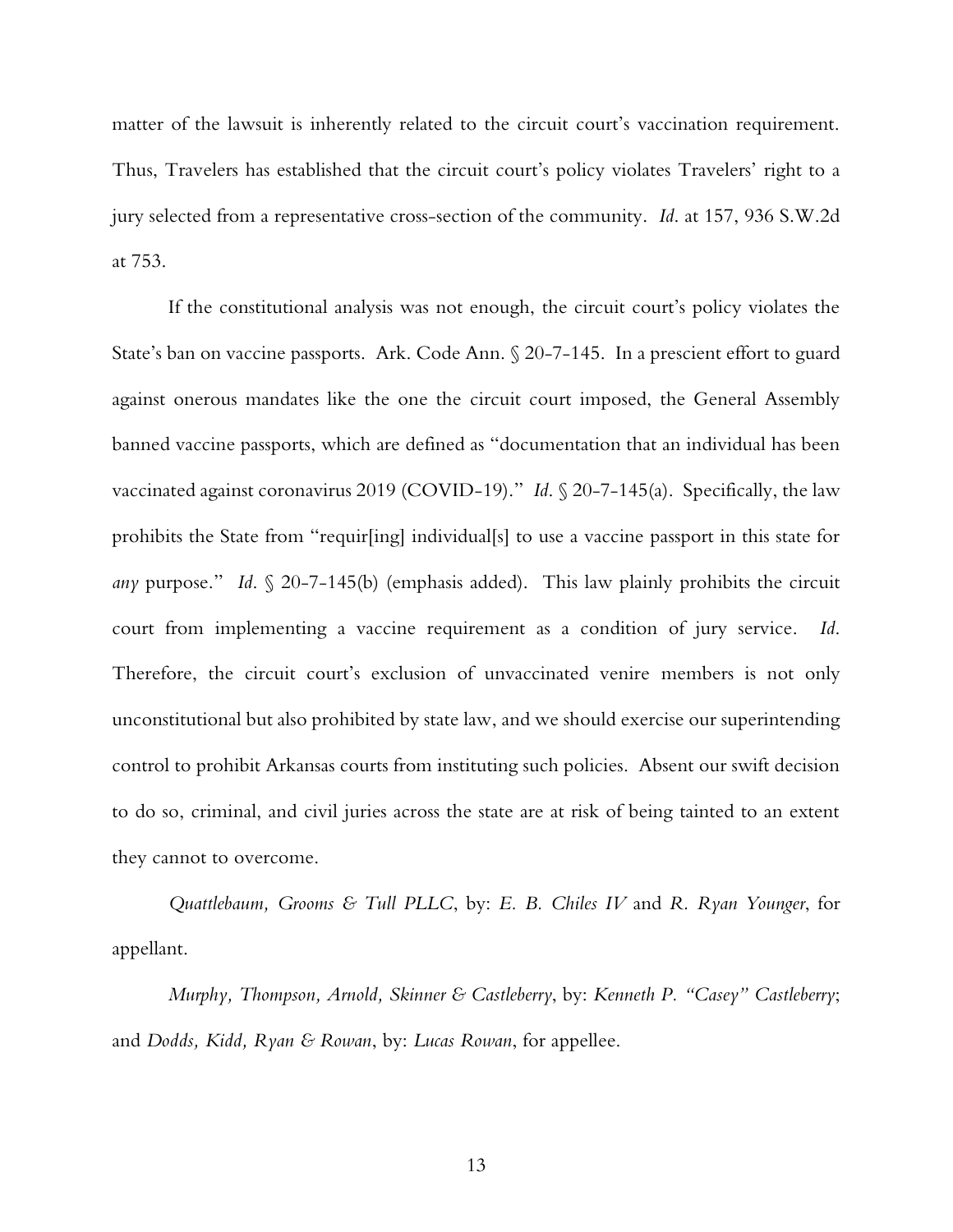matter of the lawsuit is inherently related to the circuit court's vaccination requirement. Thus, Travelers has established that the circuit court's policy violates Travelers' right to a jury selected from a representative cross-section of the community. *Id.* at 157, 936 S.W.2d at 753.

If the constitutional analysis was not enough, the circuit court's policy violates the State's ban on vaccine passports. Ark. Code Ann. § 20-7-145. In a prescient effort to guard against onerous mandates like the one the circuit court imposed, the General Assembly banned vaccine passports, which are defined as "documentation that an individual has been vaccinated against coronavirus 2019 (COVID-19)." *Id.* § 20-7-145(a). Specifically, the law prohibits the State from "requir[ing] individual[s] to use a vaccine passport in this state for *any* purpose." *Id.* § 20-7-145(b) (emphasis added). This law plainly prohibits the circuit court from implementing a vaccine requirement as a condition of jury service. *Id.* Therefore, the circuit court's exclusion of unvaccinated venire members is not only unconstitutional but also prohibited by state law, and we should exercise our superintending control to prohibit Arkansas courts from instituting such policies. Absent our swift decision to do so, criminal, and civil juries across the state are at risk of being tainted to an extent they cannot to overcome.

*Quattlebaum, Grooms & Tull PLLC*, by: *E. B. Chiles IV* and *R. Ryan Younger*, for appellant.

*Murphy, Thompson, Arnold, Skinner & Castleberry*, by: *Kenneth P. "Casey" Castleberry*; and *Dodds, Kidd, Ryan & Rowan*, by: *Lucas Rowan*, for appellee.